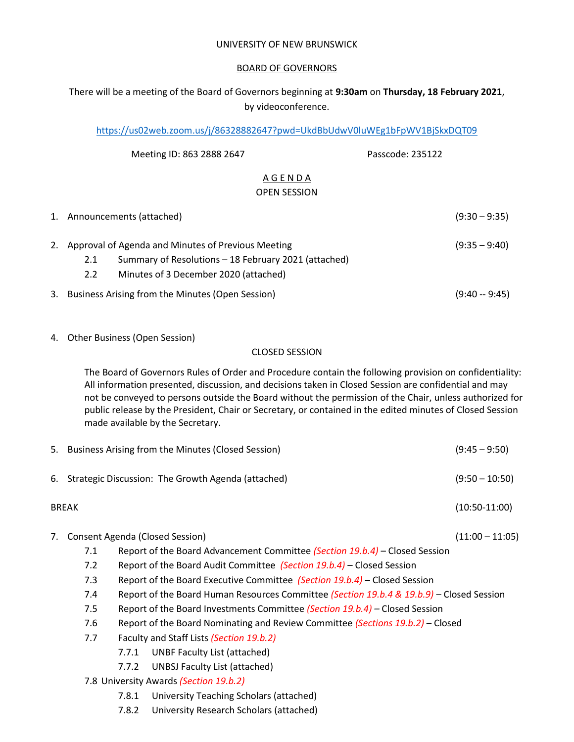UNIVERSITY OF NEW BRUNSWICK

BOARD OF GOVERNORS

There will be a meeting of the Board of Governors beginning at **9:30am** on **Thursday, 18 February 2021**, by videoconference.

https://us02web.zoom.us/j/86328882647?pwd=UkdBbUdwV0luWEg1bFpWV1BjSkxDQT09

Meeting ID: 863 2888 2647 Passcode: 235122

A G E N D A

OPEN SESSION

1. Announcements (attached) (9:30 – 9:35)

2. Approval of Agenda and Minutes of Previous Meeting (9:35 – 9:40)
   - 2.1 Summary of Resolutions – 18 February 2021 (attached)
   - 2.2 Minutes of 3 December 2020 (attached)

3. Business Arising from the Minutes (Open Session) (9:40 -- 9:45)

4. Other Business (Open Session)

CLOSED SESSION

The Board of Governors Rules of Order and Procedure contain the following provision on confidentiality: All information presented, discussion, and decisions taken in Closed Session are confidential and may not be conveyed to persons outside the Board without the permission of the Chair, unless authorized for public release by the President, Chair or Secretary, or contained in the edited minutes of Closed Session made available by the Secretary.

5. Business Arising from the Minutes (Closed Session) (9:45 – 9:50)

6. Strategic Discussion: The Growth Agenda (attached) (9:50 – 10:50)

BREAK (10:50-11:00)

7. Consent Agenda (Closed Session) (11:00 – 11:05)
   - 7.1 Report of the Board Advancement Committee *(Section 19.b.4)* – Closed Session
   - 7.2 Report of the Board Audit Committee *(Section 19.b.4)* – Closed Session
   - 7.3 Report of the Board Executive Committee *(Section 19.b.4)* – Closed Session
   - 7.4 Report of the Board Human Resources Committee *(Section 19.b.4 & 19.b.9)* – Closed Session
   - 7.5 Report of the Board Investments Committee *(Section 19.b.4)* – Closed Session
   - 7.6 Report of the Board Nominating and Review Committee *(Sections 19.b.2)* – Closed
   - 7.7 Faculty and Staff Lists *(Section 19.b.2)*
     - 7.7.1 UNBF Faculty List (attached)
     - 7.7.2 UNBSJ Faculty List (attached)
   - 7.8 University Awards *(Section 19.b.2)*
     - 7.8.1 University Teaching Scholars (attached)
     - 7.8.2 University Research Scholars (attached)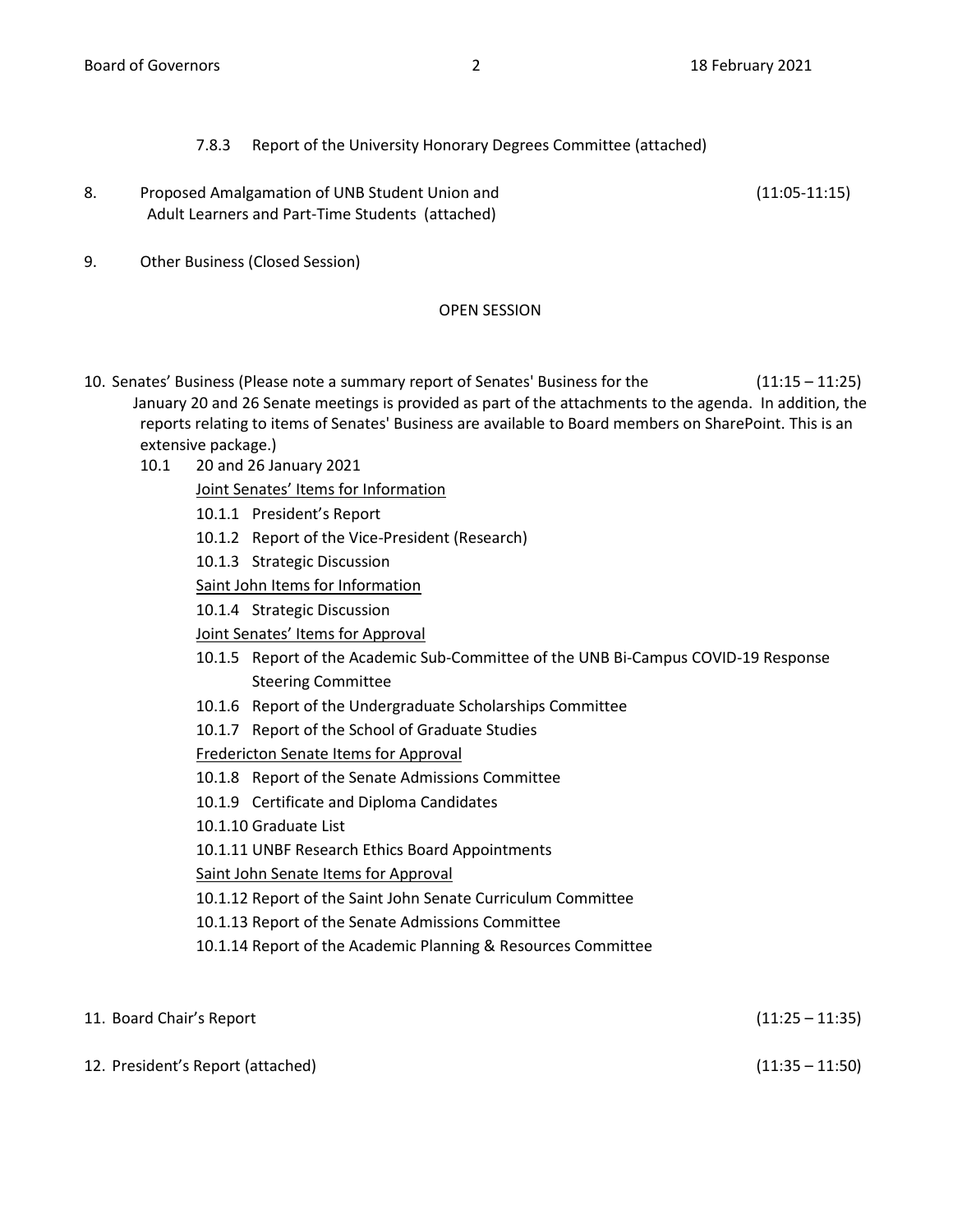7.8.3 Report of the University Honorary Degrees Committee (attached)

8. Proposed Amalgamation of UNB Student Union and Adult Learners and Part-Time Students (attached) (11:05-11:15)

9. Other Business (Closed Session)

OPEN SESSION

10. Senates' Business (Please note a summary report of Senates' Business for the January 20 and 26 Senate meetings is provided as part of the attachments to the agenda. In addition, the reports relating to items of Senates' Business are available to Board members on SharePoint. This is an extensive package.) (11:15 – 11:25)

10.1 20 and 26 January 2021

Joint Senates' Items for Information

10.1.1 President's Report

10.1.2 Report of the Vice-President (Research)

10.1.3 Strategic Discussion

Saint John Items for Information

10.1.4 Strategic Discussion

Joint Senates' Items for Approval

10.1.5 Report of the Academic Sub-Committee of the UNB Bi-Campus COVID-19 Response Steering Committee

10.1.6 Report of the Undergraduate Scholarships Committee

10.1.7 Report of the School of Graduate Studies

Fredericton Senate Items for Approval

10.1.8 Report of the Senate Admissions Committee

10.1.9 Certificate and Diploma Candidates

10.1.10 Graduate List

10.1.11 UNBF Research Ethics Board Appointments

Saint John Senate Items for Approval

10.1.12 Report of the Saint John Senate Curriculum Committee

10.1.13 Report of the Senate Admissions Committee

10.1.14 Report of the Academic Planning & Resources Committee

11. Board Chair's Report (11:25 – 11:35)

12. President's Report (attached) (11:35 – 11:50)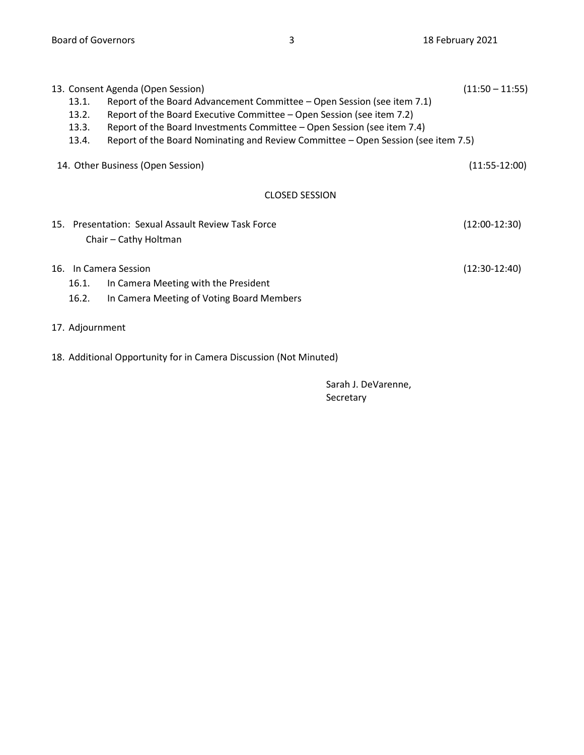13. Consent Agenda (Open Session) (11:50 – 11:55)
    - 13.1. Report of the Board Advancement Committee – Open Session (see item 7.1)
    - 13.2. Report of the Board Executive Committee – Open Session (see item 7.2)
    - 13.3. Report of the Board Investments Committee – Open Session (see item 7.4)
    - 13.4. Report of the Board Nominating and Review Committee – Open Session (see item 7.5)

14. Other Business (Open Session) (11:55-12:00)

## CLOSED SESSION

15. Presentation: Sexual Assault Review Task Force (12:00-12:30)
    Chair – Cathy Holtman

16. In Camera Session (12:30-12:40)
    - 16.1. In Camera Meeting with the President
    - 16.2. In Camera Meeting of Voting Board Members

17. Adjournment

18. Additional Opportunity for in Camera Discussion (Not Minuted)

Sarah J. DeVarenne,
Secretary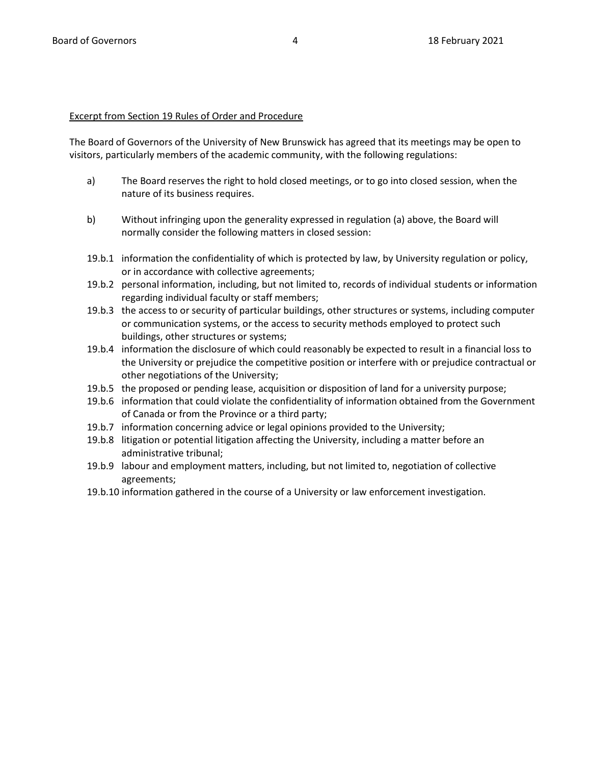Excerpt from Section 19 Rules of Order and Procedure

The Board of Governors of the University of New Brunswick has agreed that its meetings may be open to visitors, particularly members of the academic community, with the following regulations:

a) The Board reserves the right to hold closed meetings, or to go into closed session, when the nature of its business requires.

b) Without infringing upon the generality expressed in regulation (a) above, the Board will normally consider the following matters in closed session:

19.b.1 information the confidentiality of which is protected by law, by University regulation or policy, or in accordance with collective agreements;

19.b.2 personal information, including, but not limited to, records of individual students or information regarding individual faculty or staff members;

19.b.3 the access to or security of particular buildings, other structures or systems, including computer or communication systems, or the access to security methods employed to protect such buildings, other structures or systems;

19.b.4 information the disclosure of which could reasonably be expected to result in a financial loss to the University or prejudice the competitive position or interfere with or prejudice contractual or other negotiations of the University;

19.b.5 the proposed or pending lease, acquisition or disposition of land for a university purpose;

19.b.6 information that could violate the confidentiality of information obtained from the Government of Canada or from the Province or a third party;

19.b.7 information concerning advice or legal opinions provided to the University;

19.b.8 litigation or potential litigation affecting the University, including a matter before an administrative tribunal;

19.b.9 labour and employment matters, including, but not limited to, negotiation of collective agreements;

19.b.10 information gathered in the course of a University or law enforcement investigation.